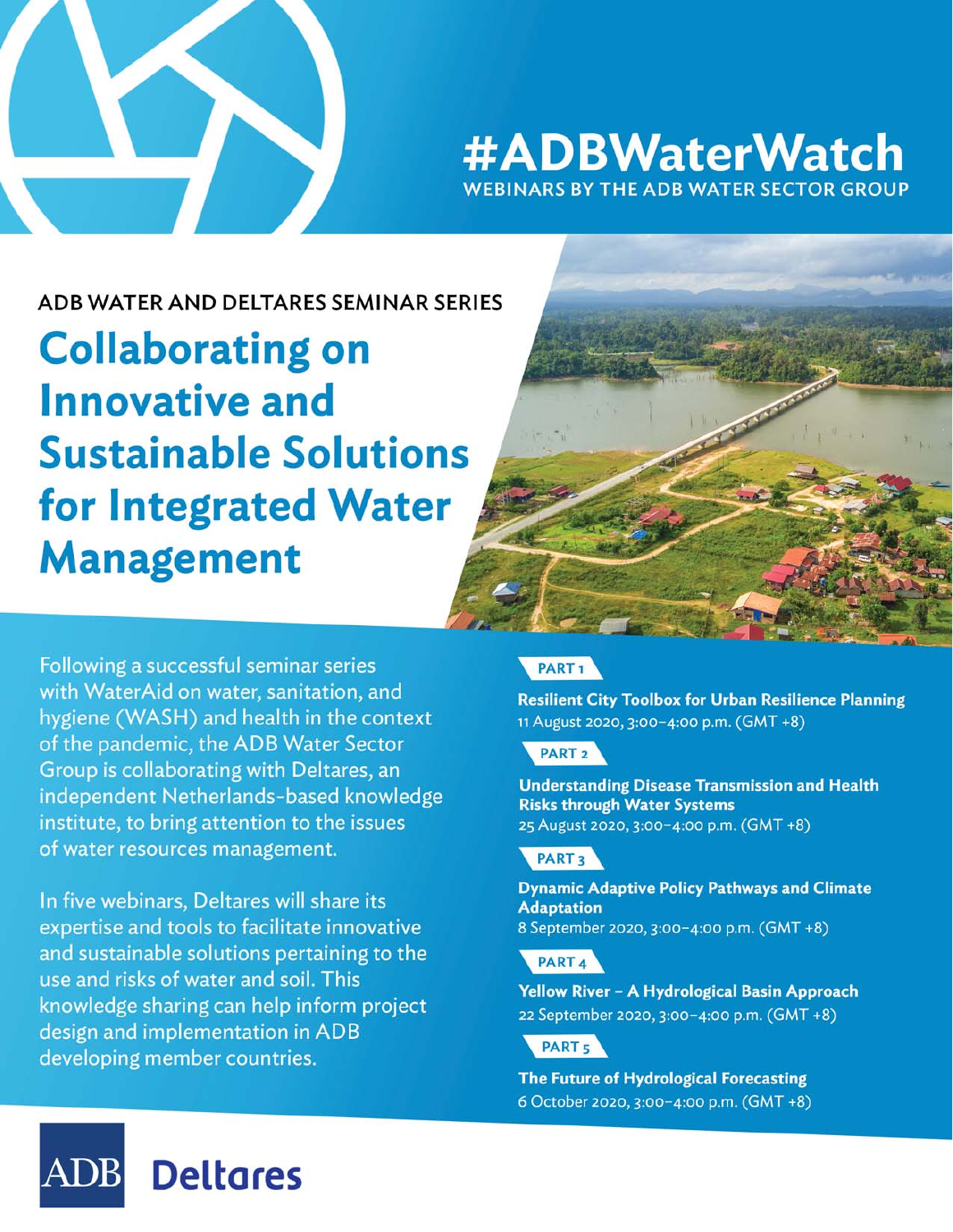# #ADBWaterWatch

**WEBINARS BY THE ADB WATER SECTOR GROUP**

## ADB WATER AND DELTARES SEMINAR SERIES

# Collaborating on Innovative and Sustainable Solutions for Integrated Water Management

Following a successful seminar series with WaterAid on water, sanitation, and hygiene (WASH) and health in the context of the pandemic, the ADB Water Sector Group is collaborating with Deltares, an independent Netherlands-based knowledge institute, to bring attention to the issues of water resources management.

In five webinars, Deltares will share its expertise and tools to facilitate innovative and sustainable solutions pertaining to the use and risks of water and soil. This knowledge sharing can help inform project design and implementation in ADB developing member countries.

**PART 1**

**Resilient City Toolbox for Urban Resilience Planning**
11 August 2020, 3:00–4:00 p.m. (GMT +8)

**PART 2**

**Understanding Disease Transmission and Health Risks through Water Systems**
25 August 2020, 3:00–4:00 p.m. (GMT +8)

**PART 3**

**Dynamic Adaptive Policy Pathways and Climate Adaptation**
8 September 2020, 3:00–4:00 p.m. (GMT +8)

**PART 4**

**Yellow River – A Hydrological Basin Approach**
22 September 2020, 3:00–4:00 p.m. (GMT +8)

**PART 5**

**The Future of Hydrological Forecasting**
6 October 2020, 3:00–4:00 p.m. (GMT +8)

ADB Deltares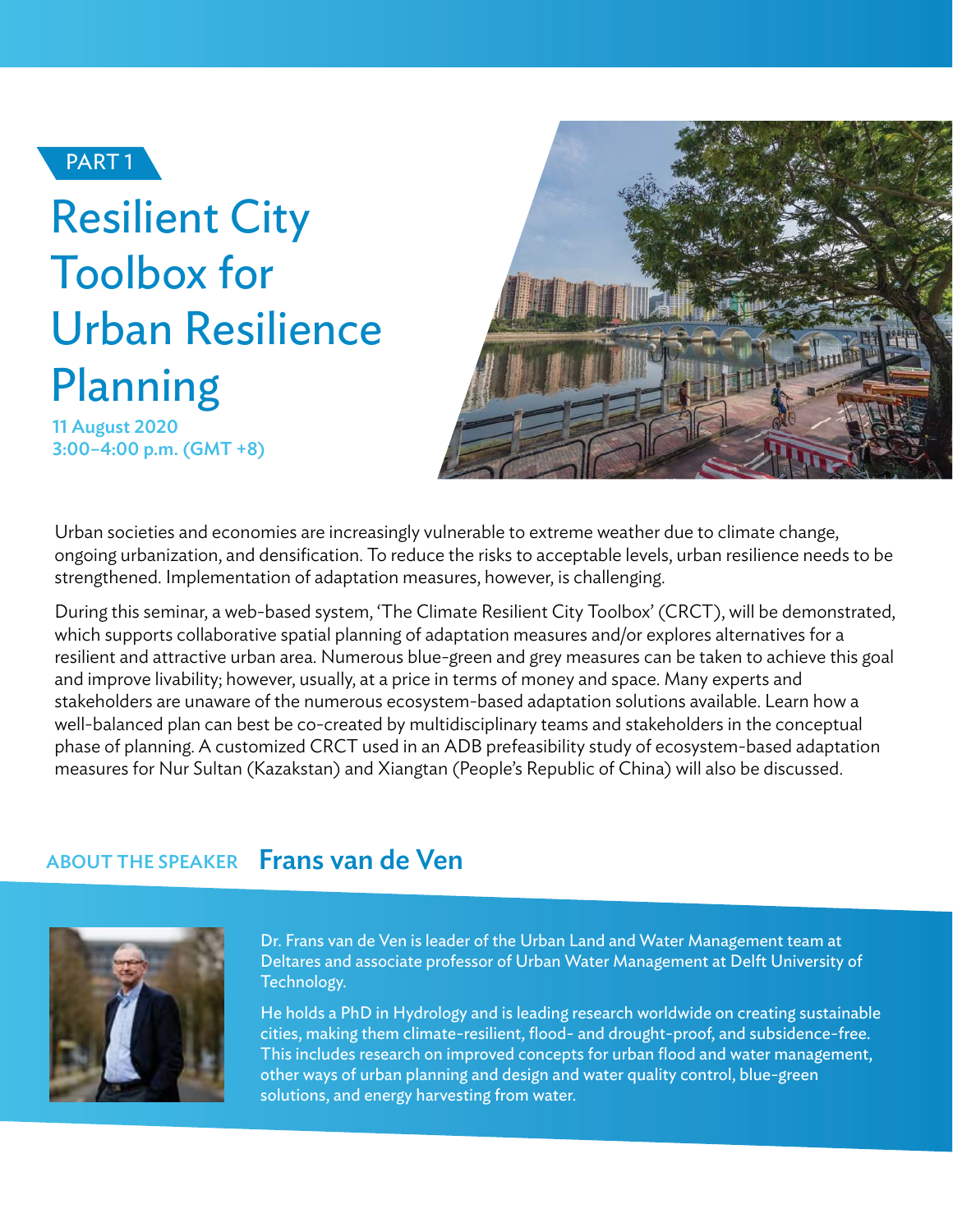PART 1

# Resilient City Toolbox for Urban Resilience Planning

**11 August 2020**
**3:00–4:00 p.m. (GMT +8)**

Urban societies and economies are increasingly vulnerable to extreme weather due to climate change, ongoing urbanization, and densification. To reduce the risks to acceptable levels, urban resilience needs to be strengthened. Implementation of adaptation measures, however, is challenging.

During this seminar, a web-based system, 'The Climate Resilient City Toolbox' (CRCT), will be demonstrated, which supports collaborative spatial planning of adaptation measures and/or explores alternatives for a resilient and attractive urban area. Numerous blue-green and grey measures can be taken to achieve this goal and improve livability; however, usually, at a price in terms of money and space. Many experts and stakeholders are unaware of the numerous ecosystem-based adaptation solutions available. Learn how a well-balanced plan can best be co-created by multidisciplinary teams and stakeholders in the conceptual phase of planning. A customized CRCT used in an ADB prefeasibility study of ecosystem-based adaptation measures for Nur Sultan (Kazakstan) and Xiangtan (People's Republic of China) will also be discussed.

## ABOUT THE SPEAKER Frans van de Ven

Dr. Frans van de Ven is leader of the Urban Land and Water Management team at Deltares and associate professor of Urban Water Management at Delft University of Technology.

He holds a PhD in Hydrology and is leading research worldwide on creating sustainable cities, making them climate-resilient, flood- and drought-proof, and subsidence-free. This includes research on improved concepts for urban flood and water management, other ways of urban planning and design and water quality control, blue-green solutions, and energy harvesting from water.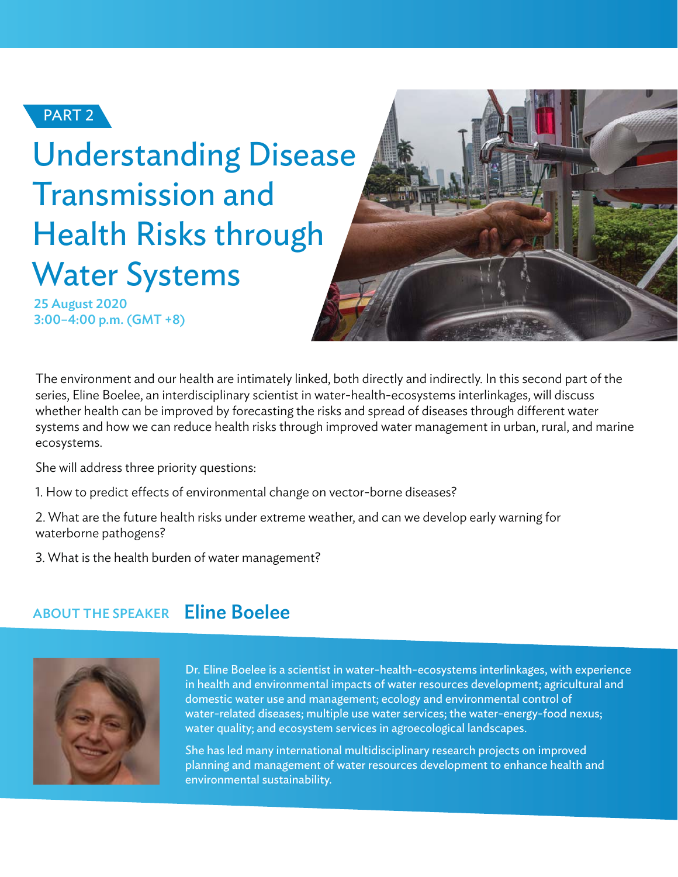PART 2

# Understanding Disease Transmission and Health Risks through Water Systems

**25 August 2020**
**3:00–4:00 p.m. (GMT +8)**

The environment and our health are intimately linked, both directly and indirectly. In this second part of the series, Eline Boelee, an interdisciplinary scientist in water-health-ecosystems interlinkages, will discuss whether health can be improved by forecasting the risks and spread of diseases through different water systems and how we can reduce health risks through improved water management in urban, rural, and marine ecosystems.

She will address three priority questions:

1. How to predict effects of environmental change on vector-borne diseases?

2. What are the future health risks under extreme weather, and can we develop early warning for waterborne pathogens?

3. What is the health burden of water management?

## ABOUT THE SPEAKER Eline Boelee

Dr. Eline Boelee is a scientist in water-health-ecosystems interlinkages, with experience in health and environmental impacts of water resources development; agricultural and domestic water use and management; ecology and environmental control of water-related diseases; multiple use water services; the water-energy-food nexus; water quality; and ecosystem services in agroecological landscapes.

She has led many international multidisciplinary research projects on improved planning and management of water resources development to enhance health and environmental sustainability.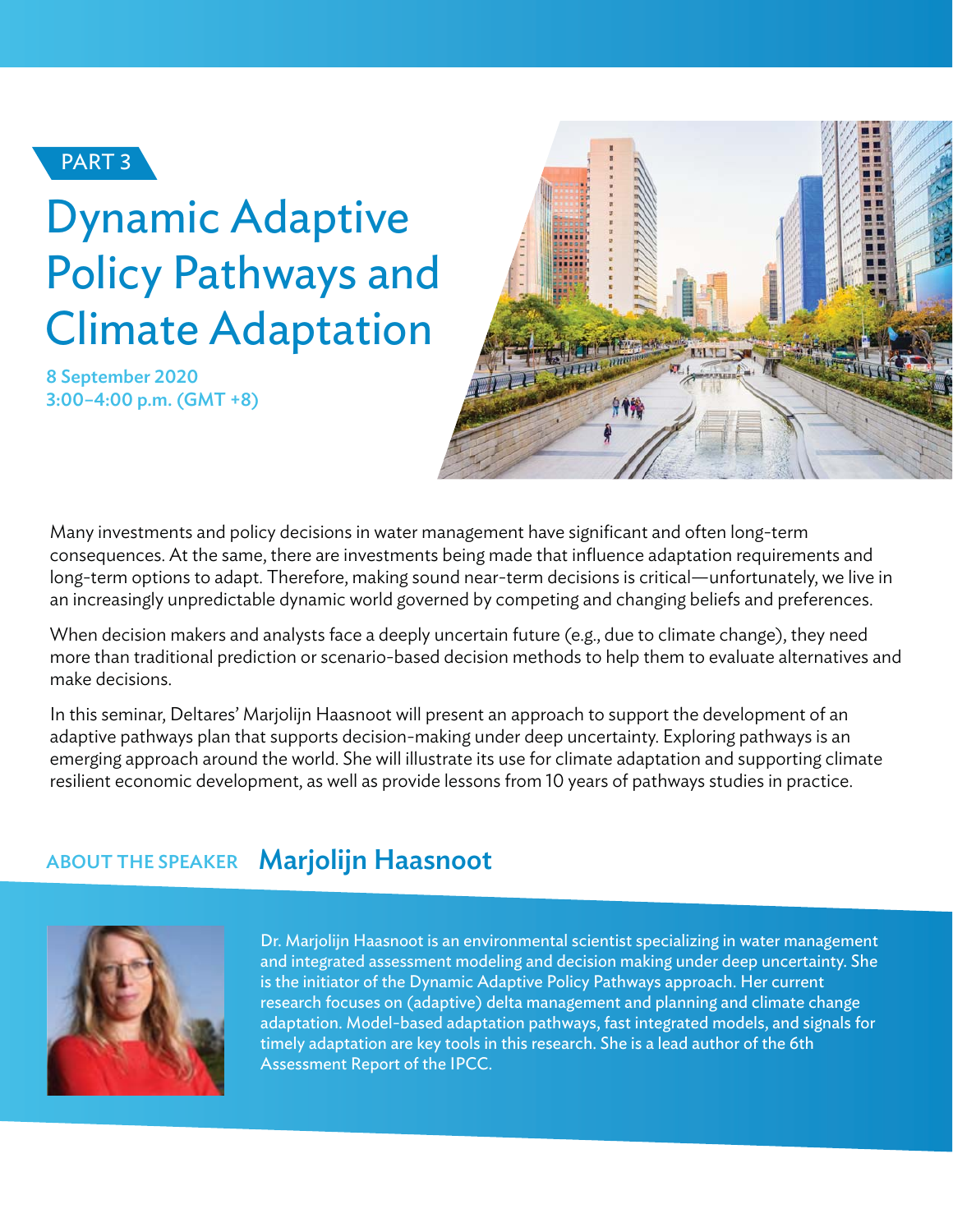PART 3

# Dynamic Adaptive Policy Pathways and Climate Adaptation

**8 September 2020**
**3:00–4:00 p.m. (GMT +8)**

Many investments and policy decisions in water management have significant and often long-term consequences. At the same, there are investments being made that influence adaptation requirements and long-term options to adapt. Therefore, making sound near-term decisions is critical—unfortunately, we live in an increasingly unpredictable dynamic world governed by competing and changing beliefs and preferences.

When decision makers and analysts face a deeply uncertain future (e.g., due to climate change), they need more than traditional prediction or scenario-based decision methods to help them to evaluate alternatives and make decisions.

In this seminar, Deltares' Marjolijn Haasnoot will present an approach to support the development of an adaptive pathways plan that supports decision-making under deep uncertainty. Exploring pathways is an emerging approach around the world. She will illustrate its use for climate adaptation and supporting climate resilient economic development, as well as provide lessons from 10 years of pathways studies in practice.

## ABOUT THE SPEAKER Marjolijn Haasnoot

Dr. Marjolijn Haasnoot is an environmental scientist specializing in water management and integrated assessment modeling and decision making under deep uncertainty. She is the initiator of the Dynamic Adaptive Policy Pathways approach. Her current research focuses on (adaptive) delta management and planning and climate change adaptation. Model-based adaptation pathways, fast integrated models, and signals for timely adaptation are key tools in this research. She is a lead author of the 6th Assessment Report of the IPCC.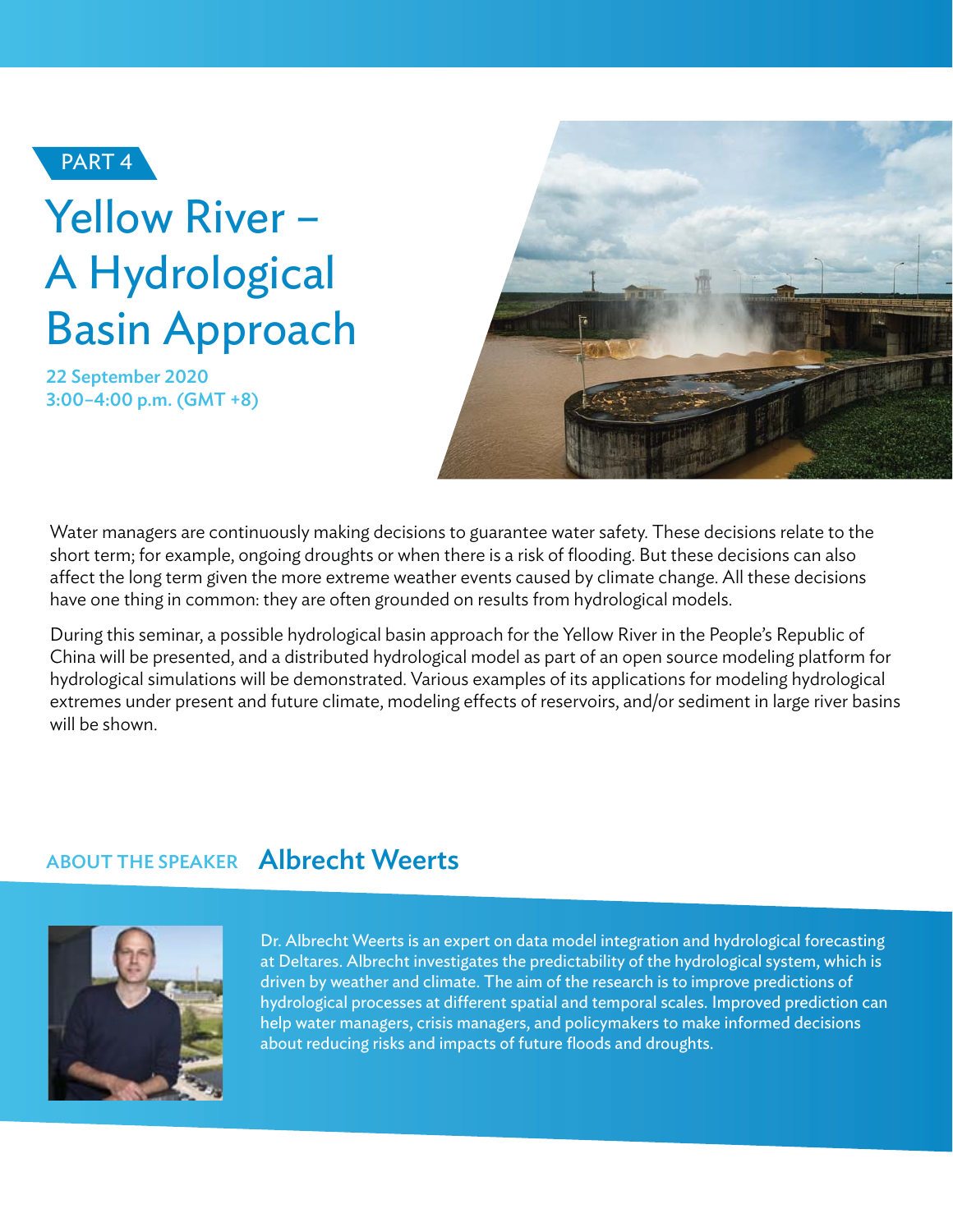PART 4

# Yellow River – A Hydrological Basin Approach

**22 September 2020**
**3:00–4:00 p.m. (GMT +8)**

Water managers are continuously making decisions to guarantee water safety. These decisions relate to the short term; for example, ongoing droughts or when there is a risk of flooding. But these decisions can also affect the long term given the more extreme weather events caused by climate change. All these decisions have one thing in common: they are often grounded on results from hydrological models.

During this seminar, a possible hydrological basin approach for the Yellow River in the People's Republic of China will be presented, and a distributed hydrological model as part of an open source modeling platform for hydrological simulations will be demonstrated. Various examples of its applications for modeling hydrological extremes under present and future climate, modeling effects of reservoirs, and/or sediment in large river basins will be shown.

## ABOUT THE SPEAKER Albrecht Weerts

Dr. Albrecht Weerts is an expert on data model integration and hydrological forecasting at Deltares. Albrecht investigates the predictability of the hydrological system, which is driven by weather and climate. The aim of the research is to improve predictions of hydrological processes at different spatial and temporal scales. Improved prediction can help water managers, crisis managers, and policymakers to make informed decisions about reducing risks and impacts of future floods and droughts.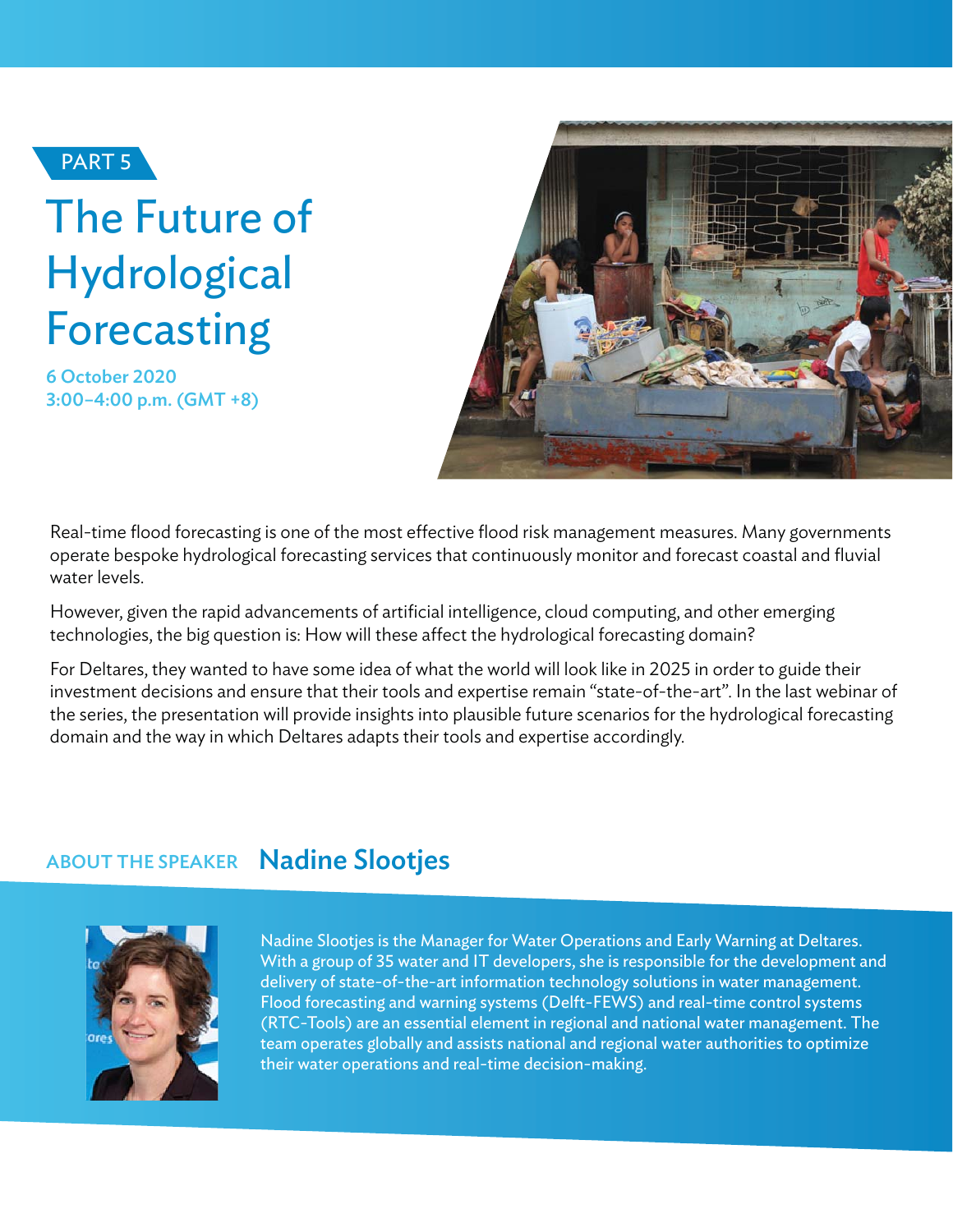PART 5

# The Future of Hydrological Forecasting

**6 October 2020**
**3:00–4:00 p.m. (GMT +8)**

Real-time flood forecasting is one of the most effective flood risk management measures. Many governments operate bespoke hydrological forecasting services that continuously monitor and forecast coastal and fluvial water levels.

However, given the rapid advancements of artificial intelligence, cloud computing, and other emerging technologies, the big question is: How will these affect the hydrological forecasting domain?

For Deltares, they wanted to have some idea of what the world will look like in 2025 in order to guide their investment decisions and ensure that their tools and expertise remain "state-of-the-art". In the last webinar of the series, the presentation will provide insights into plausible future scenarios for the hydrological forecasting domain and the way in which Deltares adapts their tools and expertise accordingly.

## ABOUT THE SPEAKER **Nadine Slootjes**

Nadine Slootjes is the Manager for Water Operations and Early Warning at Deltares. With a group of 35 water and IT developers, she is responsible for the development and delivery of state-of-the-art information technology solutions in water management. Flood forecasting and warning systems (Delft-FEWS) and real-time control systems (RTC-Tools) are an essential element in regional and national water management. The team operates globally and assists national and regional water authorities to optimize their water operations and real-time decision-making.